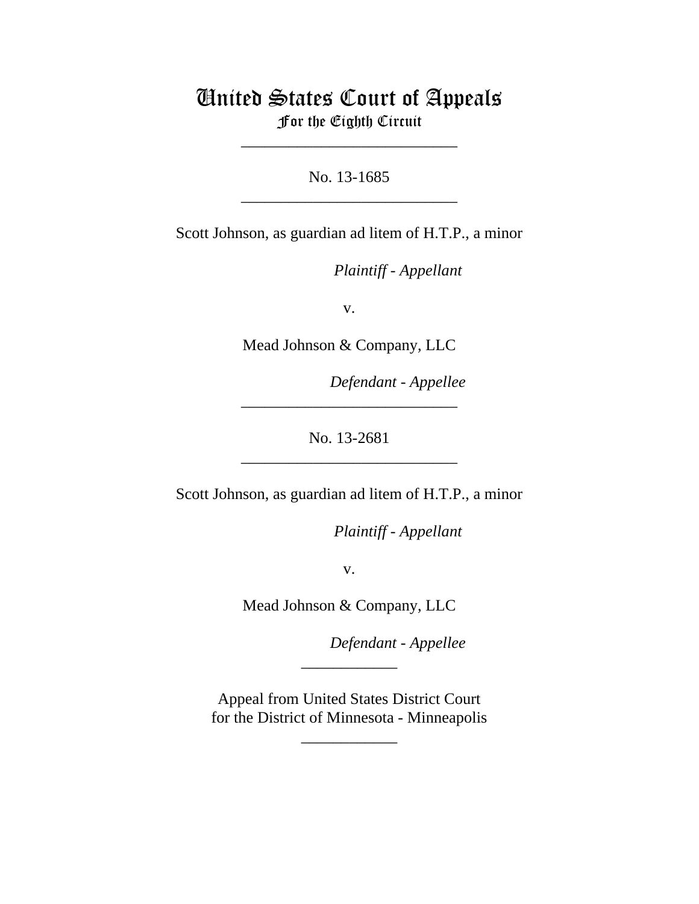# United States Court of Appeals
## For the Eighth Circuit

---

No. 13-1685

---

Scott Johnson, as guardian ad litem of H.T.P., a minor

*Plaintiff - Appellant*

v.

Mead Johnson & Company, LLC

*Defendant - Appellee*

---

No. 13-2681

---

Scott Johnson, as guardian ad litem of H.T.P., a minor

*Plaintiff - Appellant*

v.

Mead Johnson & Company, LLC

*Defendant - Appellee*

---

Appeal from United States District Court
for the District of Minnesota - Minneapolis

---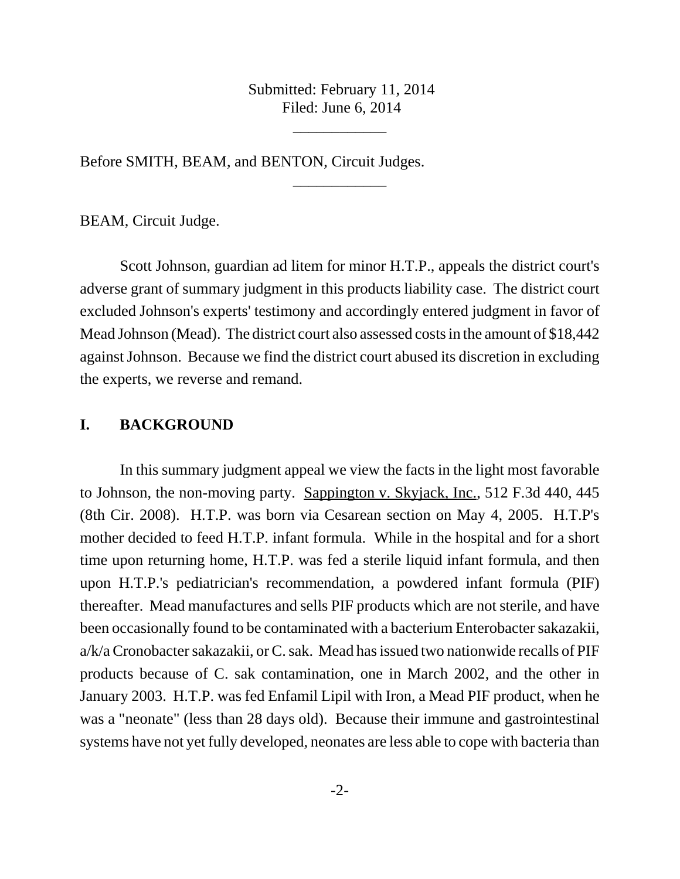Submitted: February 11, 2014
Filed: June 6, 2014

---

Before SMITH, BEAM, and BENTON, Circuit Judges.

---

BEAM, Circuit Judge.

Scott Johnson, guardian ad litem for minor H.T.P., appeals the district court's adverse grant of summary judgment in this products liability case. The district court excluded Johnson's experts' testimony and accordingly entered judgment in favor of Mead Johnson (Mead). The district court also assessed costs in the amount of $18,442 against Johnson. Because we find the district court abused its discretion in excluding the experts, we reverse and remand.

## I. BACKGROUND

In this summary judgment appeal we view the facts in the light most favorable to Johnson, the non-moving party. Sappington v. Skyjack, Inc., 512 F.3d 440, 445 (8th Cir. 2008). H.T.P. was born via Cesarean section on May 4, 2005. H.T.P's mother decided to feed H.T.P. infant formula. While in the hospital and for a short time upon returning home, H.T.P. was fed a sterile liquid infant formula, and then upon H.T.P.'s pediatrician's recommendation, a powdered infant formula (PIF) thereafter. Mead manufactures and sells PIF products which are not sterile, and have been occasionally found to be contaminated with a bacterium Enterobacter sakazakii, a/k/a Cronobacter sakazakii, or C. sak. Mead has issued two nationwide recalls of PIF products because of C. sak contamination, one in March 2002, and the other in January 2003. H.T.P. was fed Enfamil Lipil with Iron, a Mead PIF product, when he was a "neonate" (less than 28 days old). Because their immune and gastrointestinal systems have not yet fully developed, neonates are less able to cope with bacteria than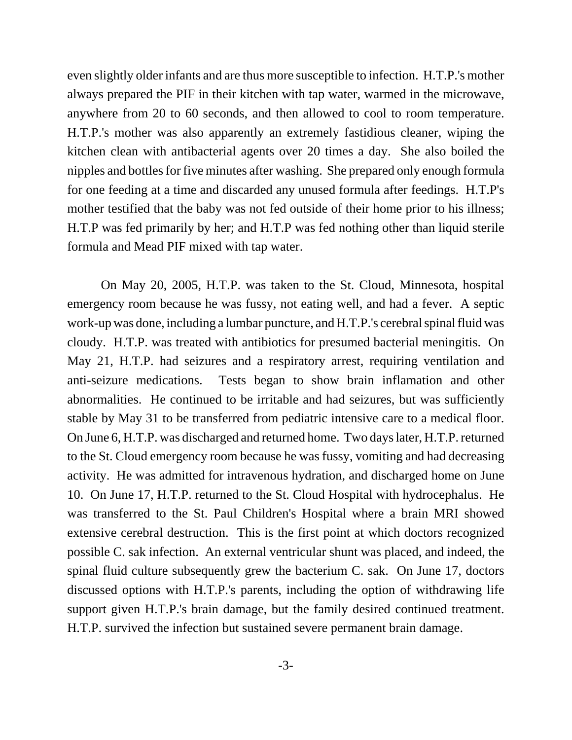even slightly older infants and are thus more susceptible to infection. H.T.P.'s mother always prepared the PIF in their kitchen with tap water, warmed in the microwave, anywhere from 20 to 60 seconds, and then allowed to cool to room temperature. H.T.P.'s mother was also apparently an extremely fastidious cleaner, wiping the kitchen clean with antibacterial agents over 20 times a day. She also boiled the nipples and bottles for five minutes after washing. She prepared only enough formula for one feeding at a time and discarded any unused formula after feedings. H.T.P's mother testified that the baby was not fed outside of their home prior to his illness; H.T.P was fed primarily by her; and H.T.P was fed nothing other than liquid sterile formula and Mead PIF mixed with tap water.

On May 20, 2005, H.T.P. was taken to the St. Cloud, Minnesota, hospital emergency room because he was fussy, not eating well, and had a fever. A septic work-up was done, including a lumbar puncture, and H.T.P.'s cerebral spinal fluid was cloudy. H.T.P. was treated with antibiotics for presumed bacterial meningitis. On May 21, H.T.P. had seizures and a respiratory arrest, requiring ventilation and anti-seizure medications. Tests began to show brain inflamation and other abnormalities. He continued to be irritable and had seizures, but was sufficiently stable by May 31 to be transferred from pediatric intensive care to a medical floor. On June 6, H.T.P. was discharged and returned home. Two days later, H.T.P. returned to the St. Cloud emergency room because he was fussy, vomiting and had decreasing activity. He was admitted for intravenous hydration, and discharged home on June 10. On June 17, H.T.P. returned to the St. Cloud Hospital with hydrocephalus. He was transferred to the St. Paul Children's Hospital where a brain MRI showed extensive cerebral destruction. This is the first point at which doctors recognized possible C. sak infection. An external ventricular shunt was placed, and indeed, the spinal fluid culture subsequently grew the bacterium C. sak. On June 17, doctors discussed options with H.T.P.'s parents, including the option of withdrawing life support given H.T.P.'s brain damage, but the family desired continued treatment. H.T.P. survived the infection but sustained severe permanent brain damage.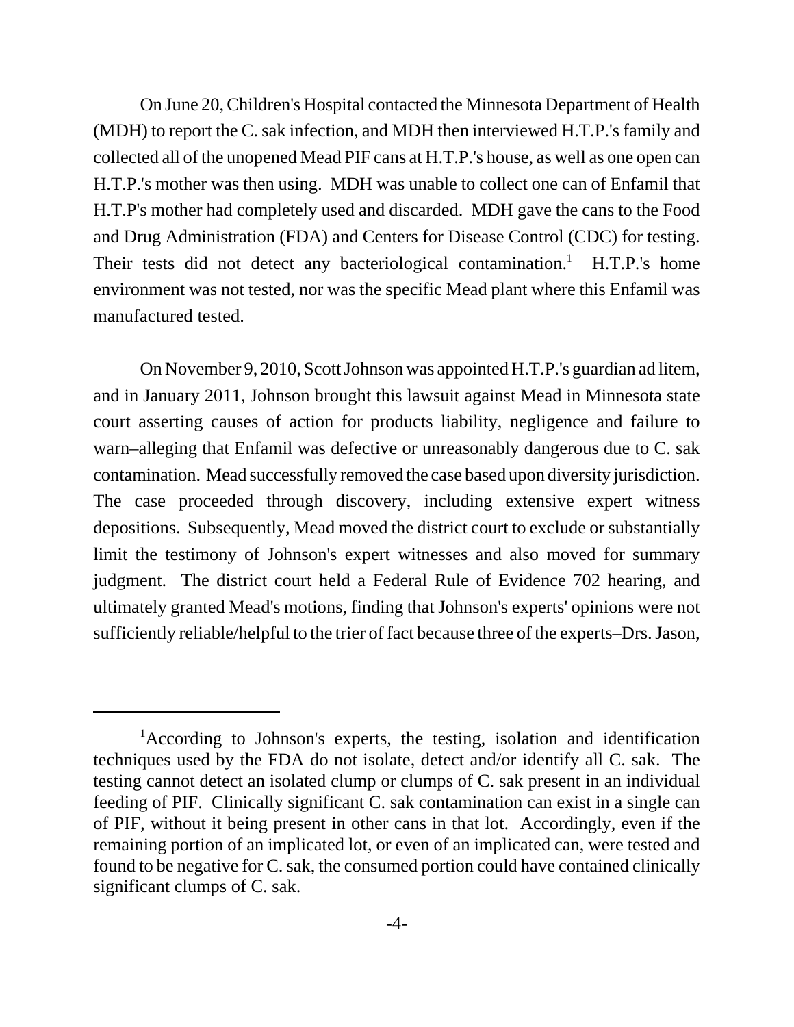On June 20, Children's Hospital contacted the Minnesota Department of Health (MDH) to report the C. sak infection, and MDH then interviewed H.T.P.'s family and collected all of the unopened Mead PIF cans at H.T.P.'s house, as well as one open can H.T.P.'s mother was then using. MDH was unable to collect one can of Enfamil that H.T.P's mother had completely used and discarded. MDH gave the cans to the Food and Drug Administration (FDA) and Centers for Disease Control (CDC) for testing. Their tests did not detect any bacteriological contamination.[1] H.T.P.'s home environment was not tested, nor was the specific Mead plant where this Enfamil was manufactured tested.

On November 9, 2010, Scott Johnson was appointed H.T.P.'s guardian ad litem, and in January 2011, Johnson brought this lawsuit against Mead in Minnesota state court asserting causes of action for products liability, negligence and failure to warn–alleging that Enfamil was defective or unreasonably dangerous due to C. sak contamination. Mead successfully removed the case based upon diversity jurisdiction. The case proceeded through discovery, including extensive expert witness depositions. Subsequently, Mead moved the district court to exclude or substantially limit the testimony of Johnson's expert witnesses and also moved for summary judgment. The district court held a Federal Rule of Evidence 702 hearing, and ultimately granted Mead's motions, finding that Johnson's experts' opinions were not sufficiently reliable/helpful to the trier of fact because three of the experts–Drs. Jason,

---

[1]According to Johnson's experts, the testing, isolation and identification techniques used by the FDA do not isolate, detect and/or identify all C. sak. The testing cannot detect an isolated clump or clumps of C. sak present in an individual feeding of PIF. Clinically significant C. sak contamination can exist in a single can of PIF, without it being present in other cans in that lot. Accordingly, even if the remaining portion of an implicated lot, or even of an implicated can, were tested and found to be negative for C. sak, the consumed portion could have contained clinically significant clumps of C. sak.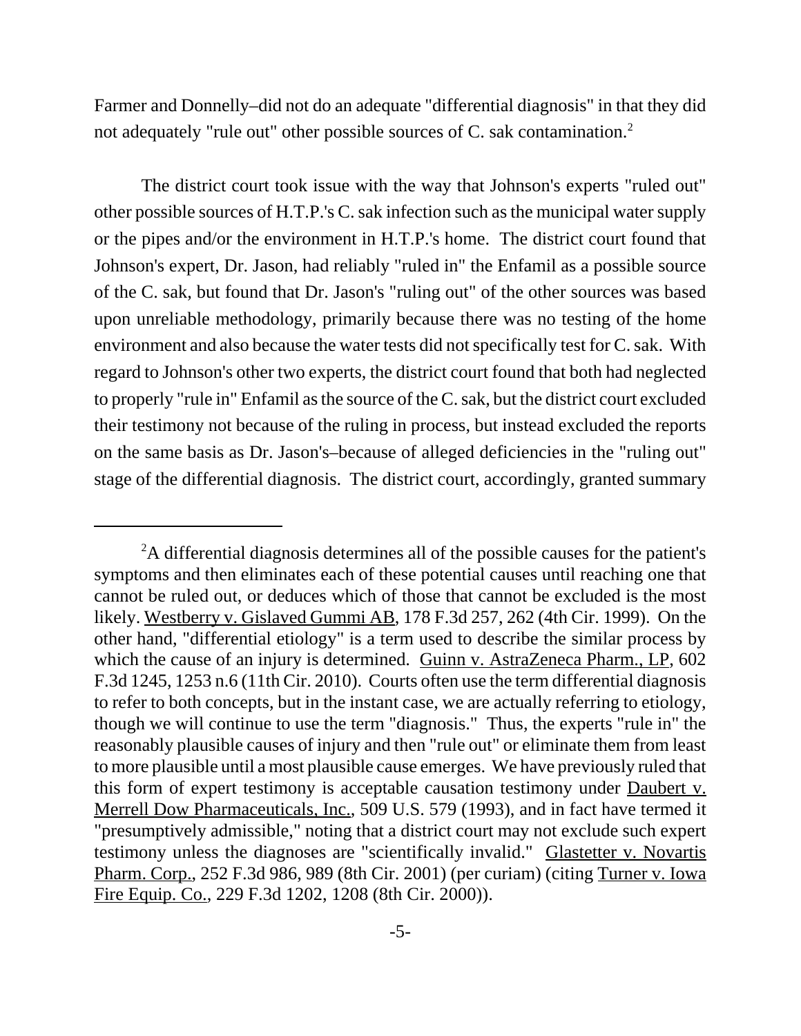Farmer and Donnelly–did not do an adequate "differential diagnosis" in that they did not adequately "rule out" other possible sources of C. sak contamination.[2]

The district court took issue with the way that Johnson's experts "ruled out" other possible sources of H.T.P.'s C. sak infection such as the municipal water supply or the pipes and/or the environment in H.T.P.'s home. The district court found that Johnson's expert, Dr. Jason, had reliably "ruled in" the Enfamil as a possible source of the C. sak, but found that Dr. Jason's "ruling out" of the other sources was based upon unreliable methodology, primarily because there was no testing of the home environment and also because the water tests did not specifically test for C. sak. With regard to Johnson's other two experts, the district court found that both had neglected to properly "rule in" Enfamil as the source of the C. sak, but the district court excluded their testimony not because of the ruling in process, but instead excluded the reports on the same basis as Dr. Jason's–because of alleged deficiencies in the "ruling out" stage of the differential diagnosis. The district court, accordingly, granted summary

---

[2]A differential diagnosis determines all of the possible causes for the patient's symptoms and then eliminates each of these potential causes until reaching one that cannot be ruled out, or deduces which of those that cannot be excluded is the most likely. Westberry v. Gislaved Gummi AB, 178 F.3d 257, 262 (4th Cir. 1999). On the other hand, "differential etiology" is a term used to describe the similar process by which the cause of an injury is determined. Guinn v. AstraZeneca Pharm., LP, 602 F.3d 1245, 1253 n.6 (11th Cir. 2010). Courts often use the term differential diagnosis to refer to both concepts, but in the instant case, we are actually referring to etiology, though we will continue to use the term "diagnosis." Thus, the experts "rule in" the reasonably plausible causes of injury and then "rule out" or eliminate them from least to more plausible until a most plausible cause emerges. We have previously ruled that this form of expert testimony is acceptable causation testimony under Daubert v. Merrell Dow Pharmaceuticals, Inc., 509 U.S. 579 (1993), and in fact have termed it "presumptively admissible," noting that a district court may not exclude such expert testimony unless the diagnoses are "scientifically invalid." Glastetter v. Novartis Pharm. Corp., 252 F.3d 986, 989 (8th Cir. 2001) (per curiam) (citing Turner v. Iowa Fire Equip. Co., 229 F.3d 1202, 1208 (8th Cir. 2000)).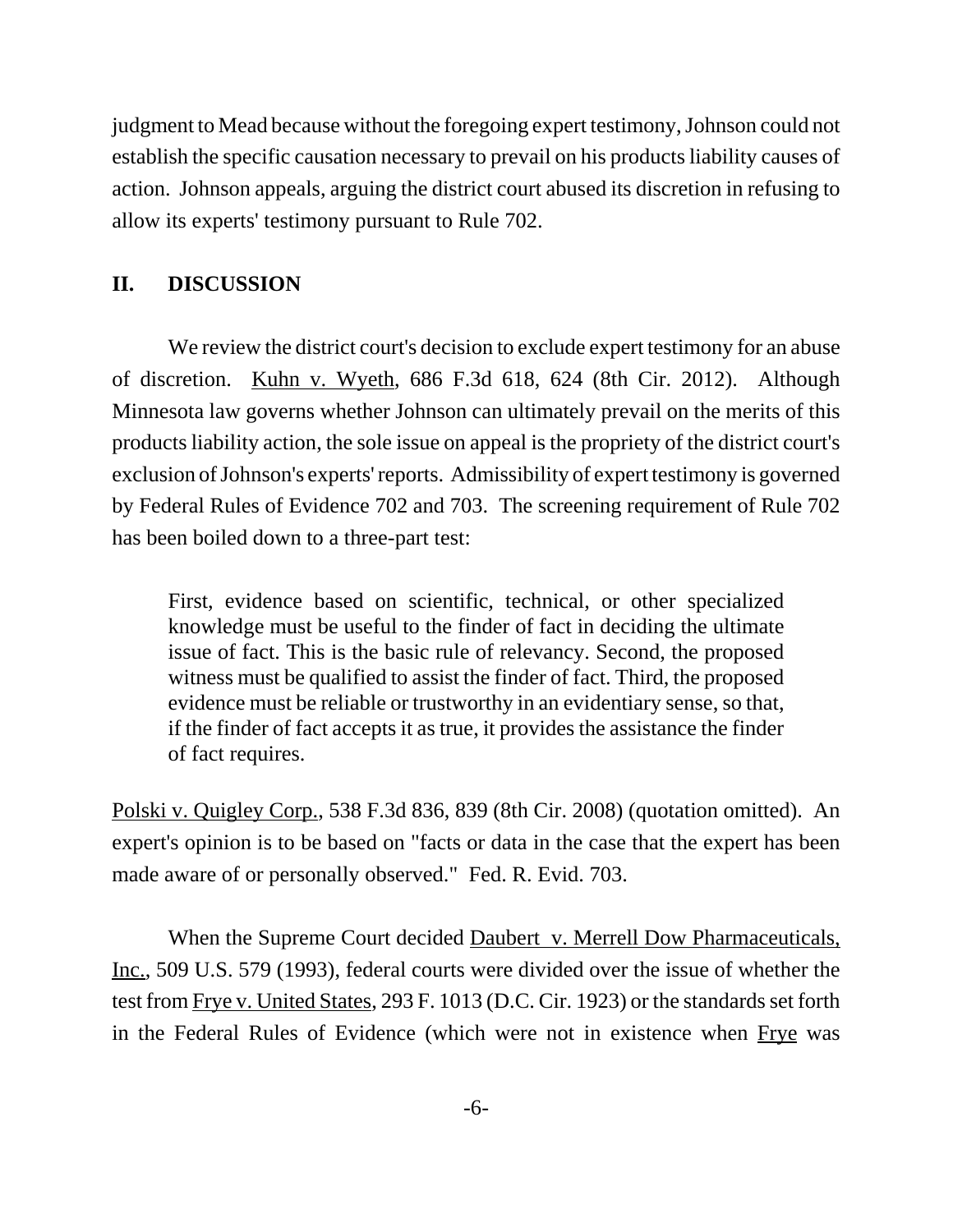judgment to Mead because without the foregoing expert testimony, Johnson could not establish the specific causation necessary to prevail on his products liability causes of action. Johnson appeals, arguing the district court abused its discretion in refusing to allow its experts' testimony pursuant to Rule 702.

## II. DISCUSSION

We review the district court's decision to exclude expert testimony for an abuse of discretion. Kuhn v. Wyeth, 686 F.3d 618, 624 (8th Cir. 2012). Although Minnesota law governs whether Johnson can ultimately prevail on the merits of this products liability action, the sole issue on appeal is the propriety of the district court's exclusion of Johnson's experts' reports. Admissibility of expert testimony is governed by Federal Rules of Evidence 702 and 703. The screening requirement of Rule 702 has been boiled down to a three-part test:

> First, evidence based on scientific, technical, or other specialized knowledge must be useful to the finder of fact in deciding the ultimate issue of fact. This is the basic rule of relevancy. Second, the proposed witness must be qualified to assist the finder of fact. Third, the proposed evidence must be reliable or trustworthy in an evidentiary sense, so that, if the finder of fact accepts it as true, it provides the assistance the finder of fact requires.

Polski v. Quigley Corp., 538 F.3d 836, 839 (8th Cir. 2008) (quotation omitted). An expert's opinion is to be based on "facts or data in the case that the expert has been made aware of or personally observed." Fed. R. Evid. 703.

When the Supreme Court decided Daubert v. Merrell Dow Pharmaceuticals, Inc., 509 U.S. 579 (1993), federal courts were divided over the issue of whether the test from Frye v. United States, 293 F. 1013 (D.C. Cir. 1923) or the standards set forth in the Federal Rules of Evidence (which were not in existence when Frye was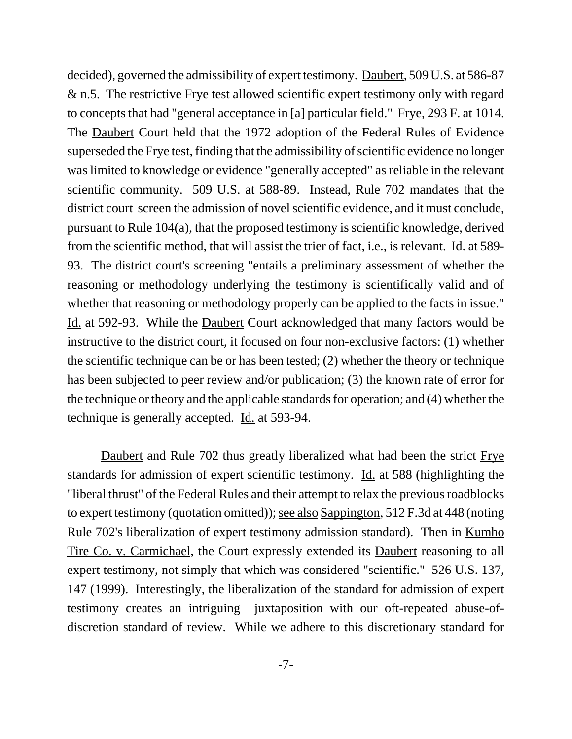decided), governed the admissibility of expert testimony. Daubert, 509 U.S. at 586-87 & n.5. The restrictive Frye test allowed scientific expert testimony only with regard to concepts that had "general acceptance in [a] particular field." Frye, 293 F. at 1014. The Daubert Court held that the 1972 adoption of the Federal Rules of Evidence superseded the Frye test, finding that the admissibility of scientific evidence no longer was limited to knowledge or evidence "generally accepted" as reliable in the relevant scientific community. 509 U.S. at 588-89. Instead, Rule 702 mandates that the district court screen the admission of novel scientific evidence, and it must conclude, pursuant to Rule 104(a), that the proposed testimony is scientific knowledge, derived from the scientific method, that will assist the trier of fact, i.e., is relevant. Id. at 589-93. The district court's screening "entails a preliminary assessment of whether the reasoning or methodology underlying the testimony is scientifically valid and of whether that reasoning or methodology properly can be applied to the facts in issue." Id. at 592-93. While the Daubert Court acknowledged that many factors would be instructive to the district court, it focused on four non-exclusive factors: (1) whether the scientific technique can be or has been tested; (2) whether the theory or technique has been subjected to peer review and/or publication; (3) the known rate of error for the technique or theory and the applicable standards for operation; and (4) whether the technique is generally accepted. Id. at 593-94.

Daubert and Rule 702 thus greatly liberalized what had been the strict Frye standards for admission of expert scientific testimony. Id. at 588 (highlighting the "liberal thrust" of the Federal Rules and their attempt to relax the previous roadblocks to expert testimony (quotation omitted)); see also Sappington, 512 F.3d at 448 (noting Rule 702's liberalization of expert testimony admission standard). Then in Kumho Tire Co. v. Carmichael, the Court expressly extended its Daubert reasoning to all expert testimony, not simply that which was considered "scientific." 526 U.S. 137, 147 (1999). Interestingly, the liberalization of the standard for admission of expert testimony creates an intriguing juxtaposition with our oft-repeated abuse-of-discretion standard of review. While we adhere to this discretionary standard for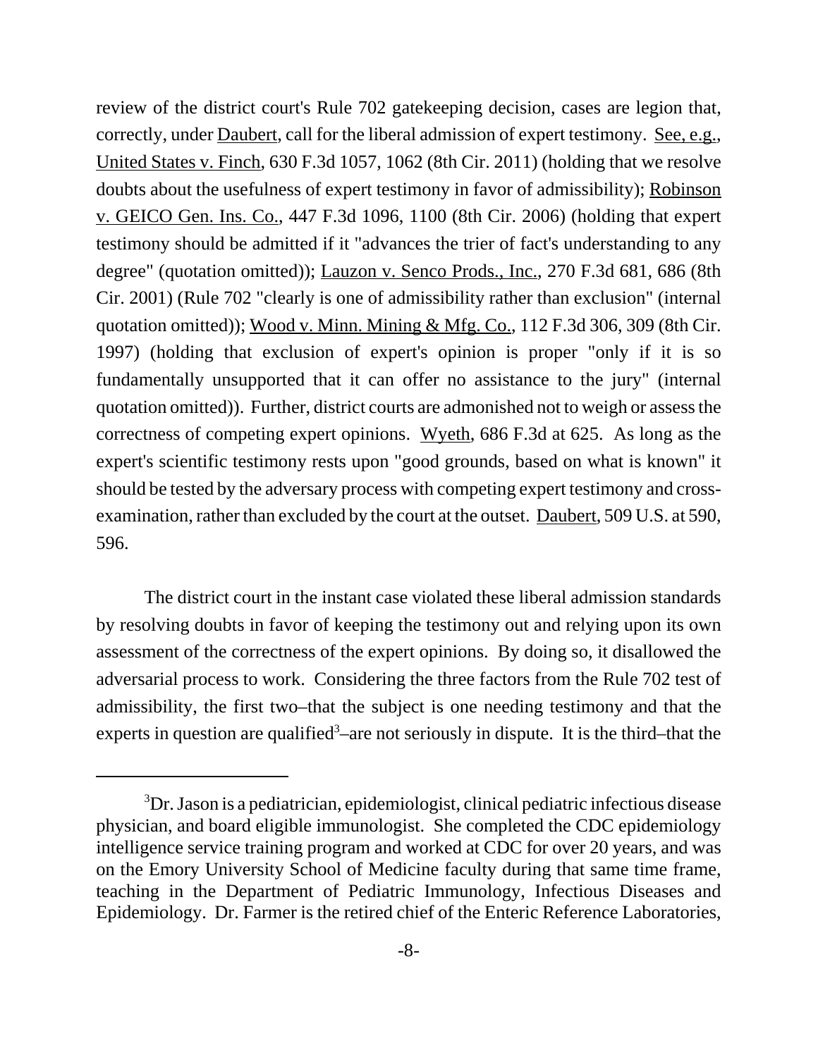review of the district court's Rule 702 gatekeeping decision, cases are legion that, correctly, under Daubert, call for the liberal admission of expert testimony. See, e.g., United States v. Finch, 630 F.3d 1057, 1062 (8th Cir. 2011) (holding that we resolve doubts about the usefulness of expert testimony in favor of admissibility); Robinson v. GEICO Gen. Ins. Co., 447 F.3d 1096, 1100 (8th Cir. 2006) (holding that expert testimony should be admitted if it "advances the trier of fact's understanding to any degree" (quotation omitted)); Lauzon v. Senco Prods., Inc., 270 F.3d 681, 686 (8th Cir. 2001) (Rule 702 "clearly is one of admissibility rather than exclusion" (internal quotation omitted)); Wood v. Minn. Mining & Mfg. Co., 112 F.3d 306, 309 (8th Cir. 1997) (holding that exclusion of expert's opinion is proper "only if it is so fundamentally unsupported that it can offer no assistance to the jury" (internal quotation omitted)). Further, district courts are admonished not to weigh or assess the correctness of competing expert opinions. Wyeth, 686 F.3d at 625. As long as the expert's scientific testimony rests upon "good grounds, based on what is known" it should be tested by the adversary process with competing expert testimony and cross-examination, rather than excluded by the court at the outset. Daubert, 509 U.S. at 590, 596.

The district court in the instant case violated these liberal admission standards by resolving doubts in favor of keeping the testimony out and relying upon its own assessment of the correctness of the expert opinions. By doing so, it disallowed the adversarial process to work. Considering the three factors from the Rule 702 test of admissibility, the first two–that the subject is one needing testimony and that the experts in question are qualified[3]–are not seriously in dispute. It is the third–that the

---

[3]Dr. Jason is a pediatrician, epidemiologist, clinical pediatric infectious disease physician, and board eligible immunologist. She completed the CDC epidemiology intelligence service training program and worked at CDC for over 20 years, and was on the Emory University School of Medicine faculty during that same time frame, teaching in the Department of Pediatric Immunology, Infectious Diseases and Epidemiology. Dr. Farmer is the retired chief of the Enteric Reference Laboratories,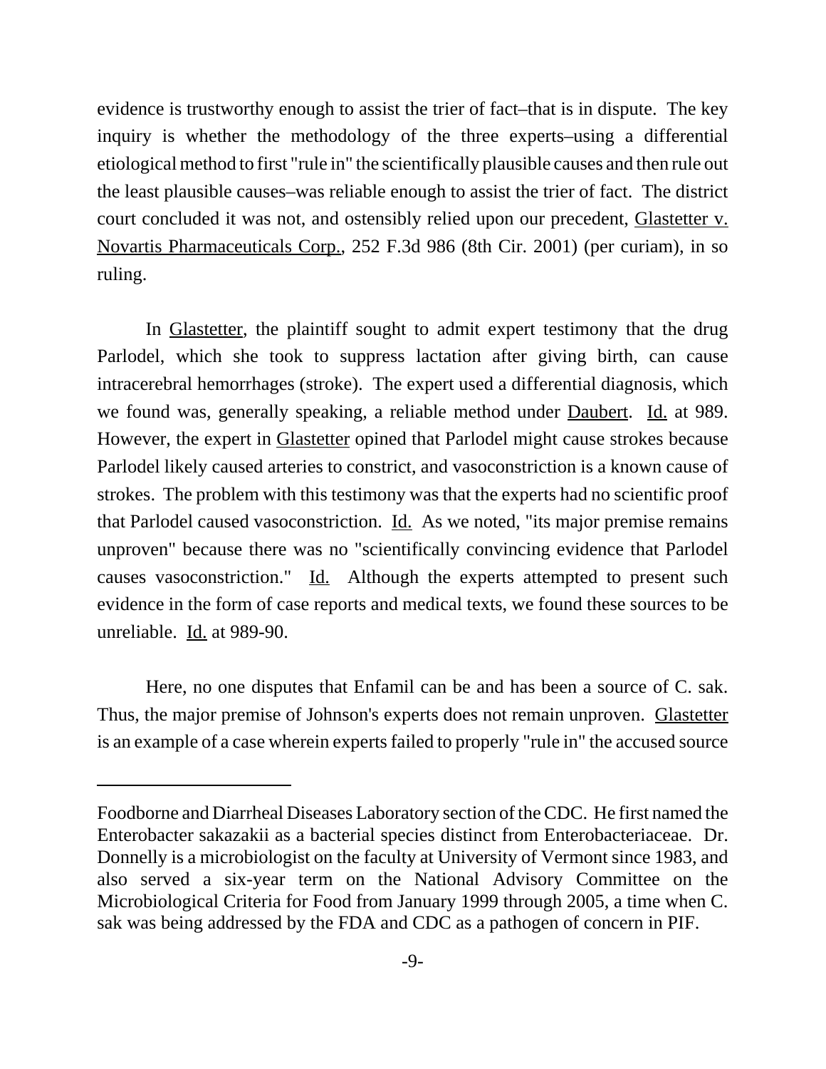evidence is trustworthy enough to assist the trier of fact–that is in dispute. The key inquiry is whether the methodology of the three experts–using a differential etiological method to first "rule in" the scientifically plausible causes and then rule out the least plausible causes–was reliable enough to assist the trier of fact. The district court concluded it was not, and ostensibly relied upon our precedent, Glastetter v. Novartis Pharmaceuticals Corp., 252 F.3d 986 (8th Cir. 2001) (per curiam), in so ruling.

In Glastetter, the plaintiff sought to admit expert testimony that the drug Parlodel, which she took to suppress lactation after giving birth, can cause intracerebral hemorrhages (stroke). The expert used a differential diagnosis, which we found was, generally speaking, a reliable method under Daubert. Id. at 989. However, the expert in Glastetter opined that Parlodel might cause strokes because Parlodel likely caused arteries to constrict, and vasoconstriction is a known cause of strokes. The problem with this testimony was that the experts had no scientific proof that Parlodel caused vasoconstriction. Id. As we noted, "its major premise remains unproven" because there was no "scientifically convincing evidence that Parlodel causes vasoconstriction." Id. Although the experts attempted to present such evidence in the form of case reports and medical texts, we found these sources to be unreliable. Id. at 989-90.

Here, no one disputes that Enfamil can be and has been a source of C. sak. Thus, the major premise of Johnson's experts does not remain unproven. Glastetter is an example of a case wherein experts failed to properly "rule in" the accused source

---

Foodborne and Diarrheal Diseases Laboratory section of the CDC. He first named the Enterobacter sakazakii as a bacterial species distinct from Enterobacteriaceae. Dr. Donnelly is a microbiologist on the faculty at University of Vermont since 1983, and also served a six-year term on the National Advisory Committee on the Microbiological Criteria for Food from January 1999 through 2005, a time when C. sak was being addressed by the FDA and CDC as a pathogen of concern in PIF.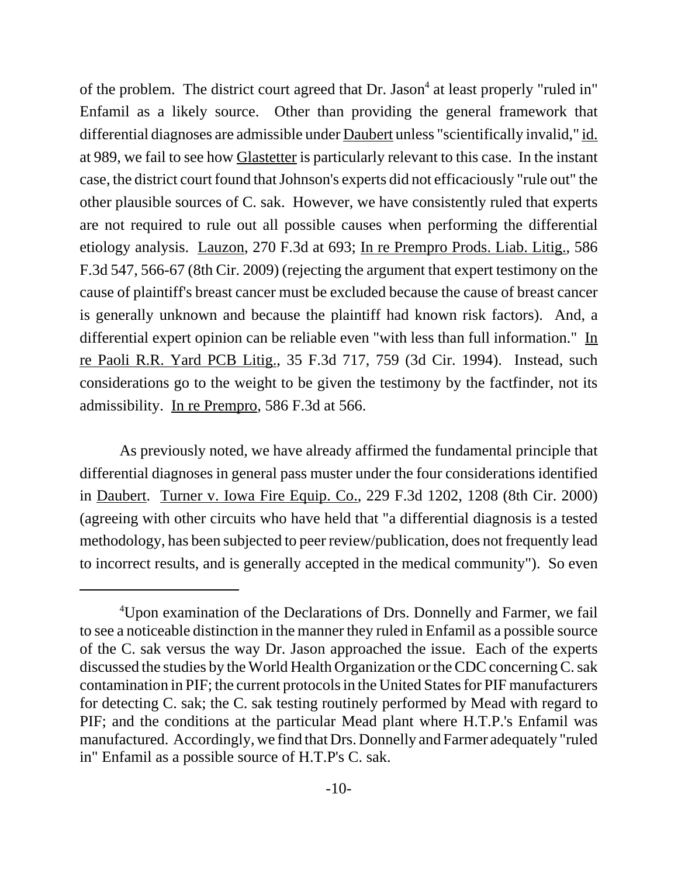of the problem. The district court agreed that Dr. Jason[4] at least properly "ruled in" Enfamil as a likely source. Other than providing the general framework that differential diagnoses are admissible under Daubert unless "scientifically invalid," id. at 989, we fail to see how Glastetter is particularly relevant to this case. In the instant case, the district court found that Johnson's experts did not efficaciously "rule out" the other plausible sources of C. sak. However, we have consistently ruled that experts are not required to rule out all possible causes when performing the differential etiology analysis. Lauzon, 270 F.3d at 693; In re Prempro Prods. Liab. Litig., 586 F.3d 547, 566-67 (8th Cir. 2009) (rejecting the argument that expert testimony on the cause of plaintiff's breast cancer must be excluded because the cause of breast cancer is generally unknown and because the plaintiff had known risk factors). And, a differential expert opinion can be reliable even "with less than full information." In re Paoli R.R. Yard PCB Litig., 35 F.3d 717, 759 (3d Cir. 1994). Instead, such considerations go to the weight to be given the testimony by the factfinder, not its admissibility. In re Prempro, 586 F.3d at 566.

As previously noted, we have already affirmed the fundamental principle that differential diagnoses in general pass muster under the four considerations identified in Daubert. Turner v. Iowa Fire Equip. Co., 229 F.3d 1202, 1208 (8th Cir. 2000) (agreeing with other circuits who have held that "a differential diagnosis is a tested methodology, has been subjected to peer review/publication, does not frequently lead to incorrect results, and is generally accepted in the medical community"). So even

---

[4] Upon examination of the Declarations of Drs. Donnelly and Farmer, we fail to see a noticeable distinction in the manner they ruled in Enfamil as a possible source of the C. sak versus the way Dr. Jason approached the issue. Each of the experts discussed the studies by the World Health Organization or the CDC concerning C. sak contamination in PIF; the current protocols in the United States for PIF manufacturers for detecting C. sak; the C. sak testing routinely performed by Mead with regard to PIF; and the conditions at the particular Mead plant where H.T.P.'s Enfamil was manufactured. Accordingly, we find that Drs. Donnelly and Farmer adequately "ruled in" Enfamil as a possible source of H.T.P's C. sak.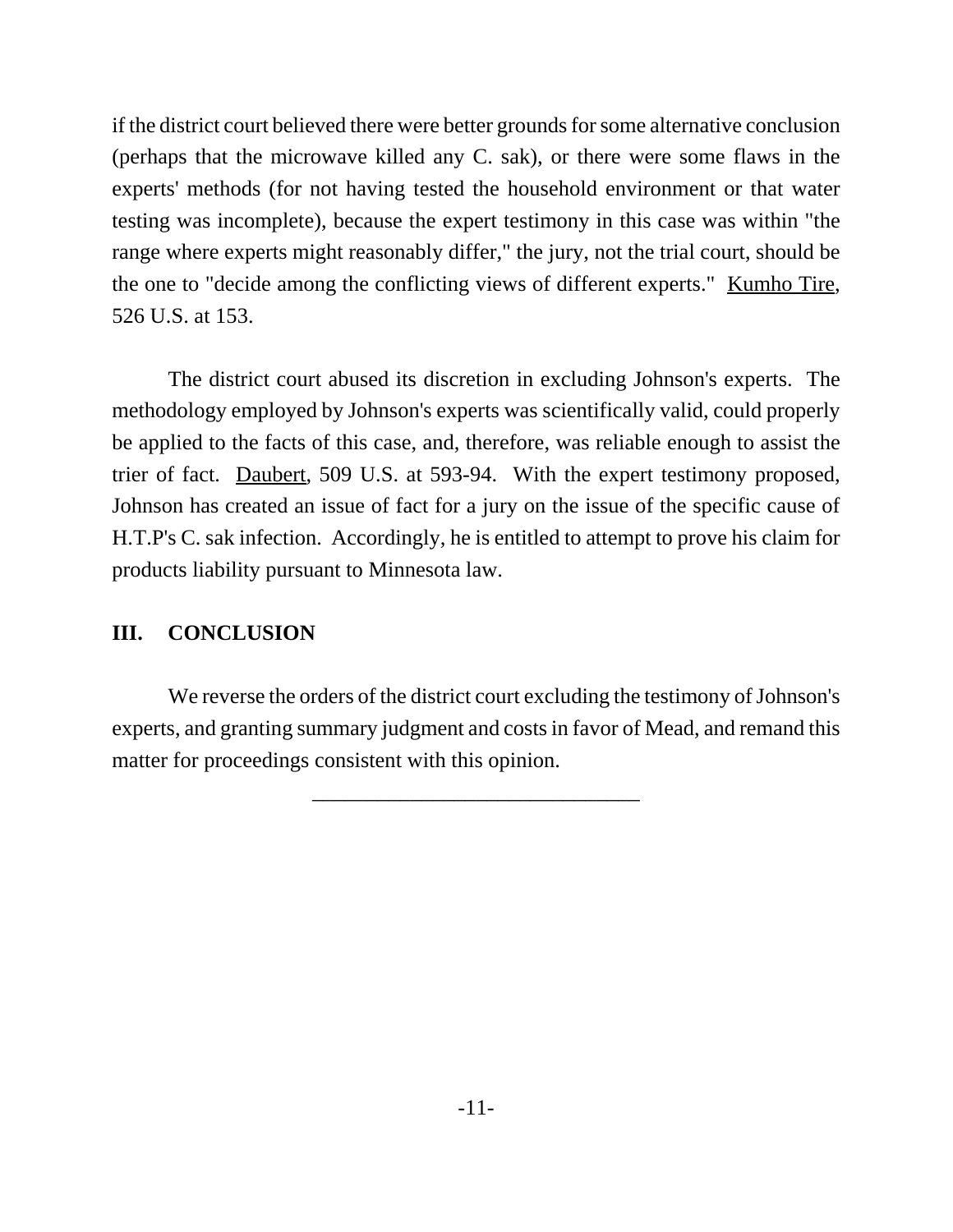if the district court believed there were better grounds for some alternative conclusion (perhaps that the microwave killed any C. sak), or there were some flaws in the experts' methods (for not having tested the household environment or that water testing was incomplete), because the expert testimony in this case was within "the range where experts might reasonably differ," the jury, not the trial court, should be the one to "decide among the conflicting views of different experts." Kumho Tire, 526 U.S. at 153.

The district court abused its discretion in excluding Johnson's experts. The methodology employed by Johnson's experts was scientifically valid, could properly be applied to the facts of this case, and, therefore, was reliable enough to assist the trier of fact. Daubert, 509 U.S. at 593-94. With the expert testimony proposed, Johnson has created an issue of fact for a jury on the issue of the specific cause of H.T.P's C. sak infection. Accordingly, he is entitled to attempt to prove his claim for products liability pursuant to Minnesota law.

## III. CONCLUSION

We reverse the orders of the district court excluding the testimony of Johnson's experts, and granting summary judgment and costs in favor of Mead, and remand this matter for proceedings consistent with this opinion.

______________________________